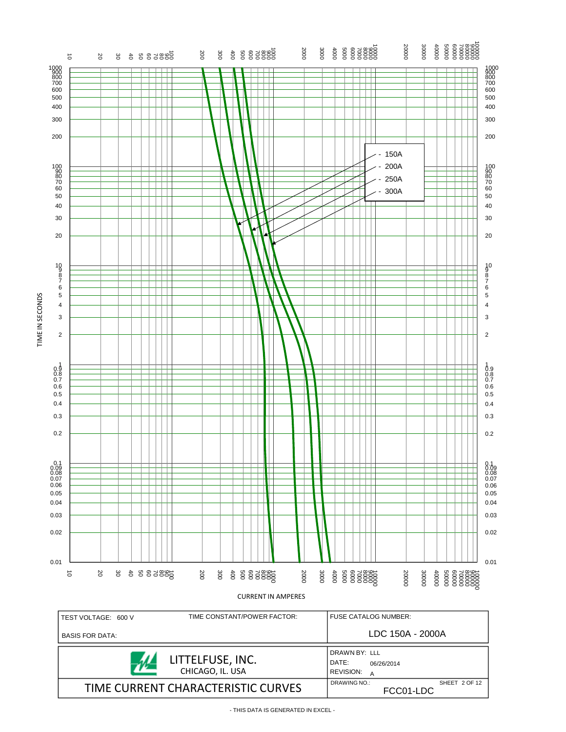TIME IN SECONDS

CURRENT IN AMPERES

- 150A
- 200A
- 250A
- 300A

| TEST VOLTAGE: 600 V | TIME CONSTANT/POWER FACTOR: | FUSE CATALOG NUMBER: |
| --- | --- | --- |
| BASIS FOR DATA: | | LDC 150A - 2000A |

LITTELFUSE, INC.
CHICAGO, IL. USA

DRAWN BY: LLL
DATE: 06/26/2014
REVISION: A

## TIME CURRENT CHARACTERISTIC CURVES

DRAWING NO.: FCC01-LDC

- THIS DATA IS GENERATED IN EXCEL -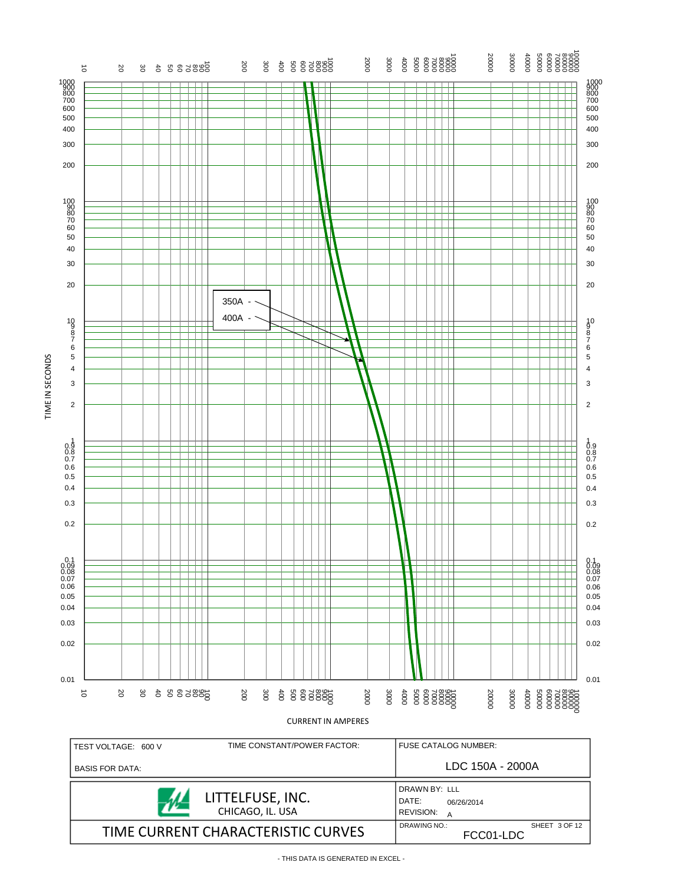TIME IN SECONDS

350A -

400A -

CURRENT IN AMPERES

| TEST VOLTAGE: 600 V | TIME CONSTANT/POWER FACTOR: | FUSE CATALOG NUMBER: |
|---|---|---|
| BASIS FOR DATA: | | LDC 150A - 2000A |

| LITTELFUSE, INC. CHICAGO, IL. USA | DRAWN BY: LLL DATE: 06/26/2014 REVISION: A |
|---|---|
| TIME CURRENT CHARACTERISTIC CURVES | DRAWING NO.: FCC01-LDC SHEET 3 OF 12 |

- THIS DATA IS GENERATED IN EXCEL -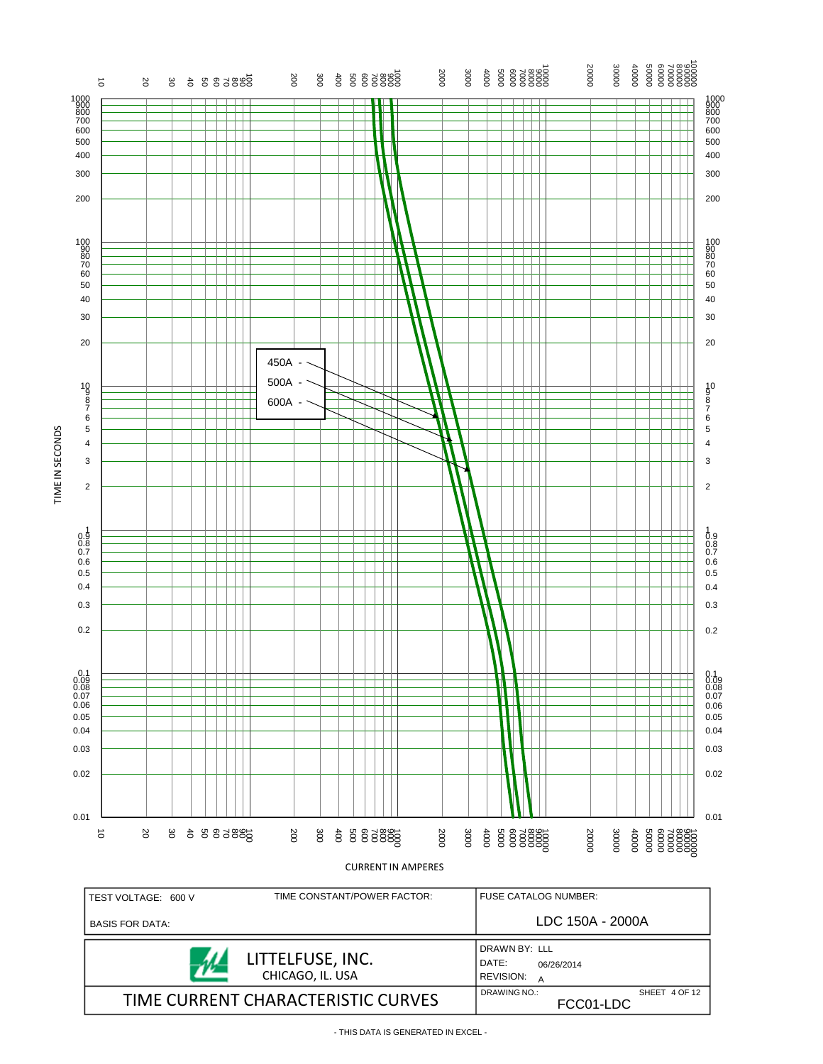TIME IN SECONDS

CURRENT IN AMPERES

450A -
500A -
600A -

| TEST VOLTAGE: 600 V | TIME CONSTANT/POWER FACTOR: | FUSE CATALOG NUMBER: |
|---|---|---|
| BASIS FOR DATA: | | LDC 150A - 2000A |

| LITTELFUSE, INC. CHICAGO, IL. USA | DRAWN BY: LLL DATE: 06/26/2014 REVISION: A |
|---|---|
| TIME CURRENT CHARACTERISTIC CURVES | DRAWING NO.: FCC01-LDC SHEET 4 OF 12 |

- THIS DATA IS GENERATED IN EXCEL -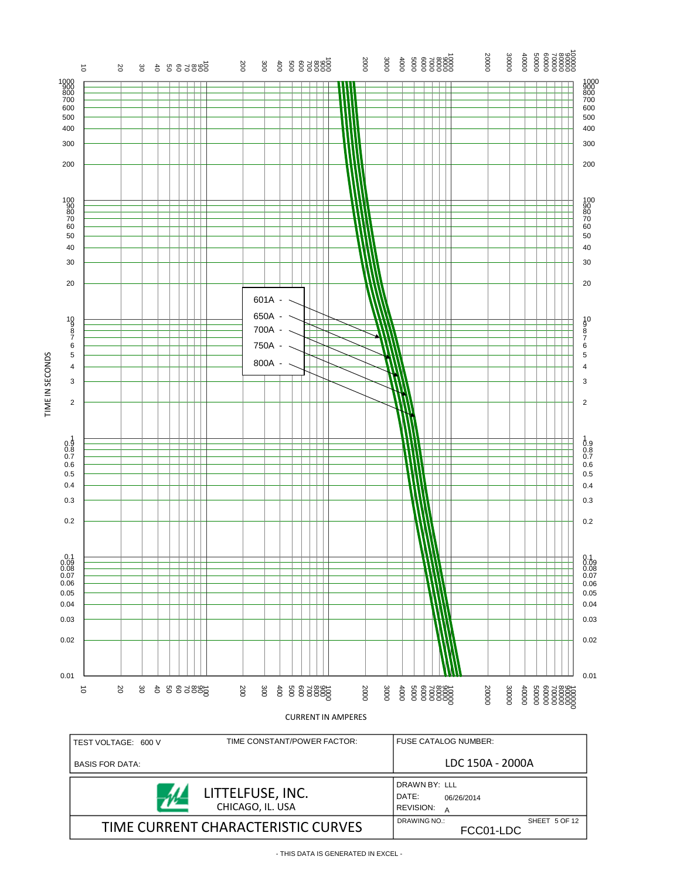TIME IN SECONDS

601A -
650A -
700A -
750A -
800A -

CURRENT IN AMPERES

| TEST VOLTAGE: 600 V | TIME CONSTANT/POWER FACTOR: | FUSE CATALOG NUMBER: |
|---|---|---|
| BASIS FOR DATA: | | LDC 150A - 2000A |

| LITTELFUSE, INC. CHICAGO, IL. USA | DRAWN BY: LLL DATE: 06/26/2014 REVISION: A |
|---|---|
| TIME CURRENT CHARACTERISTIC CURVES | DRAWING NO.: FCC01-LDC SHEET 5 OF 12 |

- THIS DATA IS GENERATED IN EXCEL -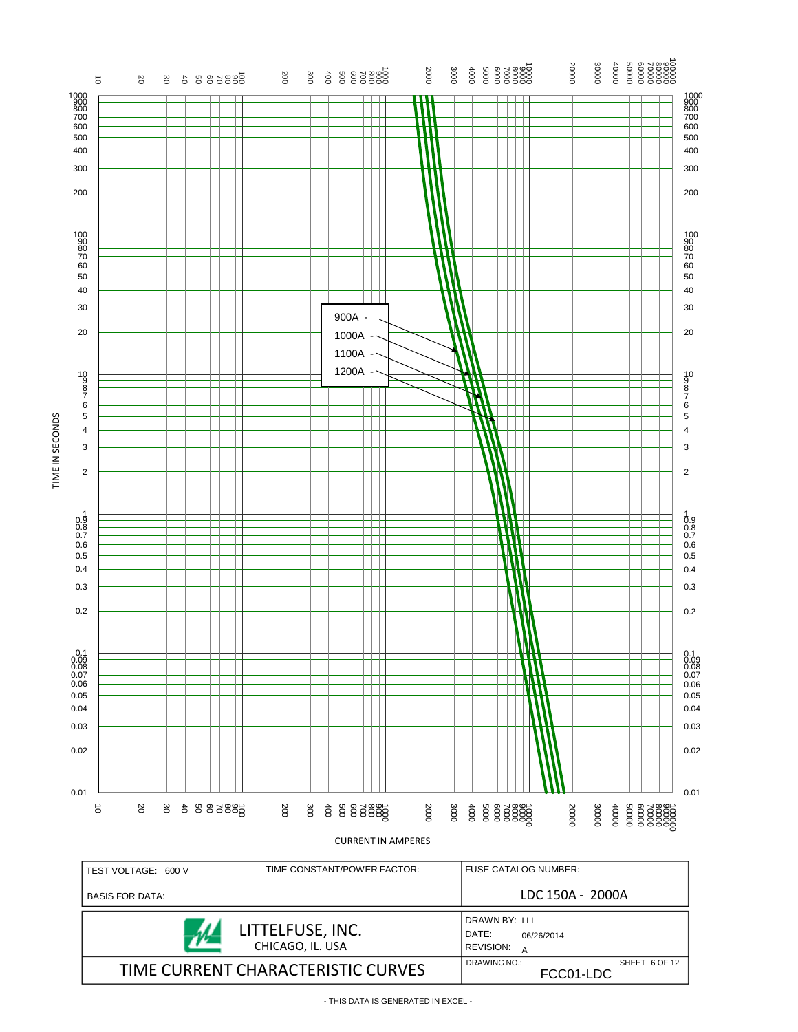TIME IN SECONDS

900A -
1000A -
1100A -
1200A -

CURRENT IN AMPERES

| TEST VOLTAGE: 600 V | TIME CONSTANT/POWER FACTOR: | FUSE CATALOG NUMBER: |
|---|---|---|
| BASIS FOR DATA: | | LDC 150A - 2000A |

LITTELFUSE, INC.
CHICAGO, IL. USA

DRAWN BY: LLL
DATE: 06/26/2014
REVISION: A

TIME CURRENT CHARACTERISTIC CURVES

DRAWING NO.: FCC01-LDC
SHEET 6 OF 12

- THIS DATA IS GENERATED IN EXCEL -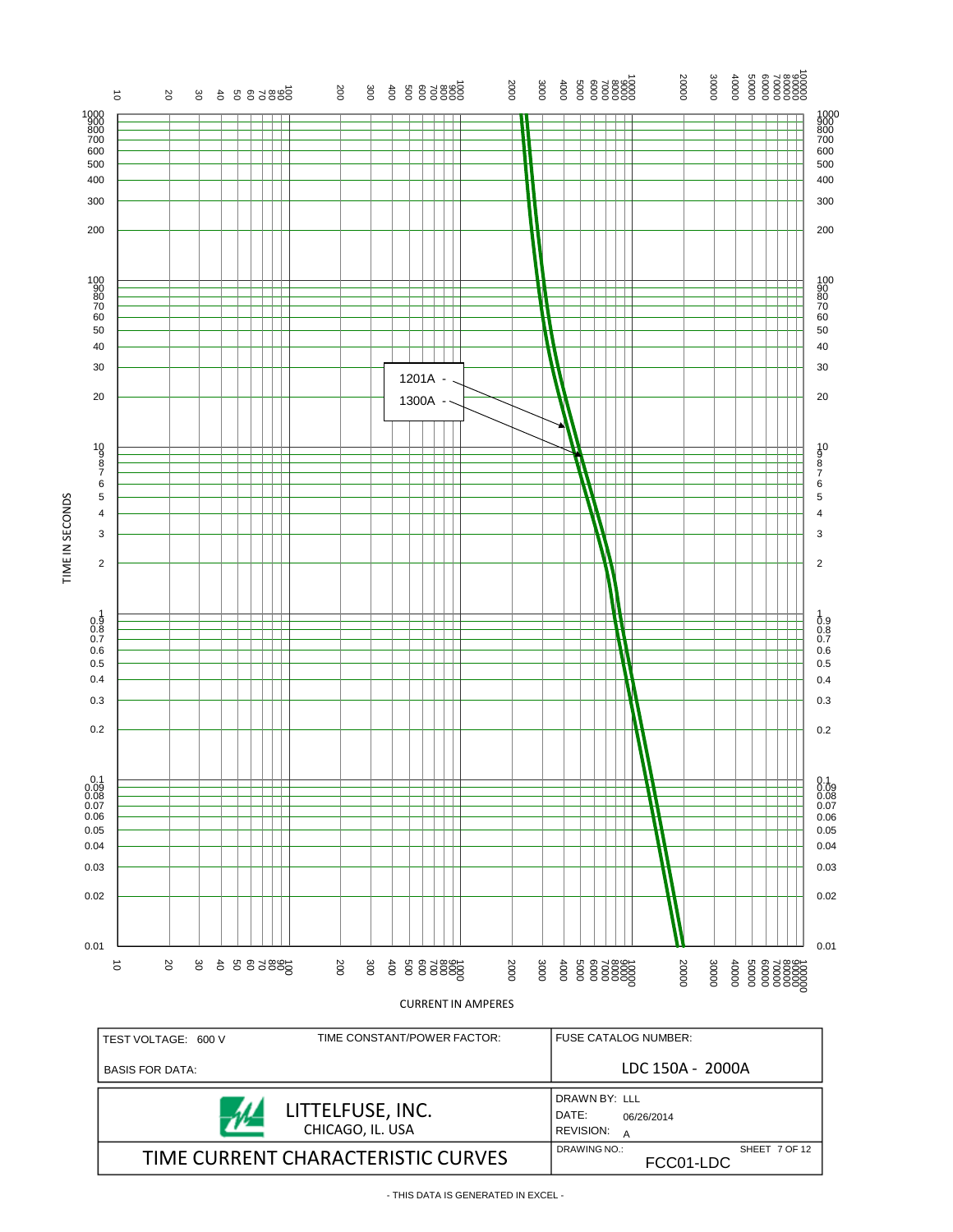TIME IN SECONDS

CURRENT IN AMPERES

1201A -

1300A -

| TEST VOLTAGE: 600 V | TIME CONSTANT/POWER FACTOR: | FUSE CATALOG NUMBER: LDC 150A - 2000A |
|---|---|---|
| BASIS FOR DATA: | | |

| LITTELFUSE, INC. CHICAGO, IL. USA | DRAWN BY: LLL<br>DATE: 06/26/2014<br>REVISION: A |
|---|---|
| TIME CURRENT CHARACTERISTIC CURVES | DRAWING NO.: FCC01-LDC<br>SHEET 7 OF 12 |

- THIS DATA IS GENERATED IN EXCEL -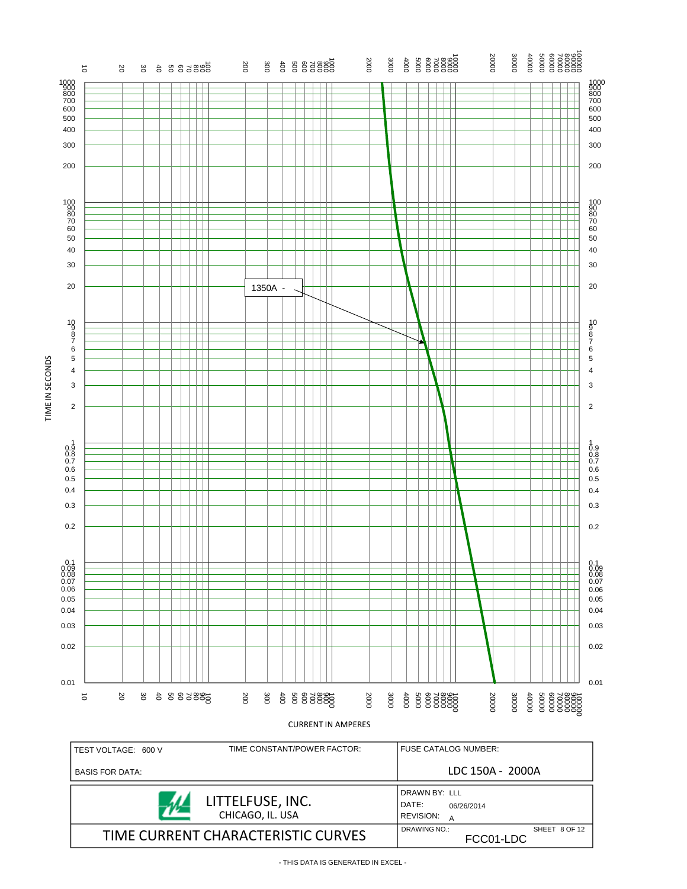1350A -

TIME IN SECONDS

CURRENT IN AMPERES

| TEST VOLTAGE: 600 V | TIME CONSTANT/POWER FACTOR: | FUSE CATALOG NUMBER: |
|---|---|---|
| BASIS FOR DATA: | | LDC 150A - 2000A |

LITTELFUSE, INC.
CHICAGO, IL. USA

DRAWN BY: LLL
DATE: 06/26/2014
REVISION: A

# TIME CURRENT CHARACTERISTIC CURVES

DRAWING NO.: FCC01-LDC
SHEET 8 OF 12

- THIS DATA IS GENERATED IN EXCEL -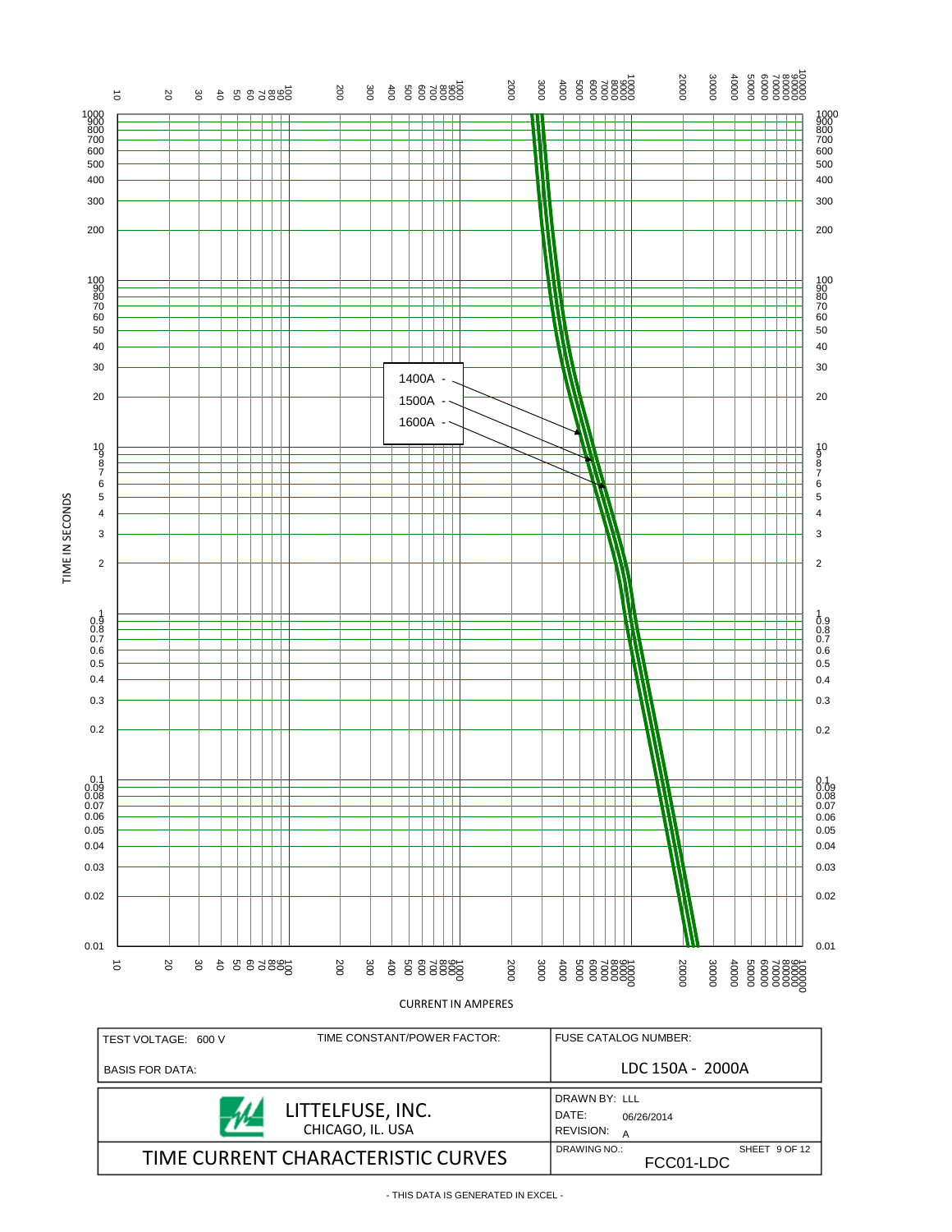TIME IN SECONDS

1400A -
1500A -
1600A -

CURRENT IN AMPERES

| TEST VOLTAGE: 600 V | TIME CONSTANT/POWER FACTOR: | FUSE CATALOG NUMBER: |
|---|---|---|
| BASIS FOR DATA: | | LDC 150A - 2000A |

| LITTELFUSE, INC. CHICAGO, IL. USA | DRAWN BY: LLL DATE: 06/26/2014 REVISION: A |
|---|---|
| TIME CURRENT CHARACTERISTIC CURVES | DRAWING NO.: FCC01-LDC SHEET 9 OF 12 |

- THIS DATA IS GENERATED IN EXCEL -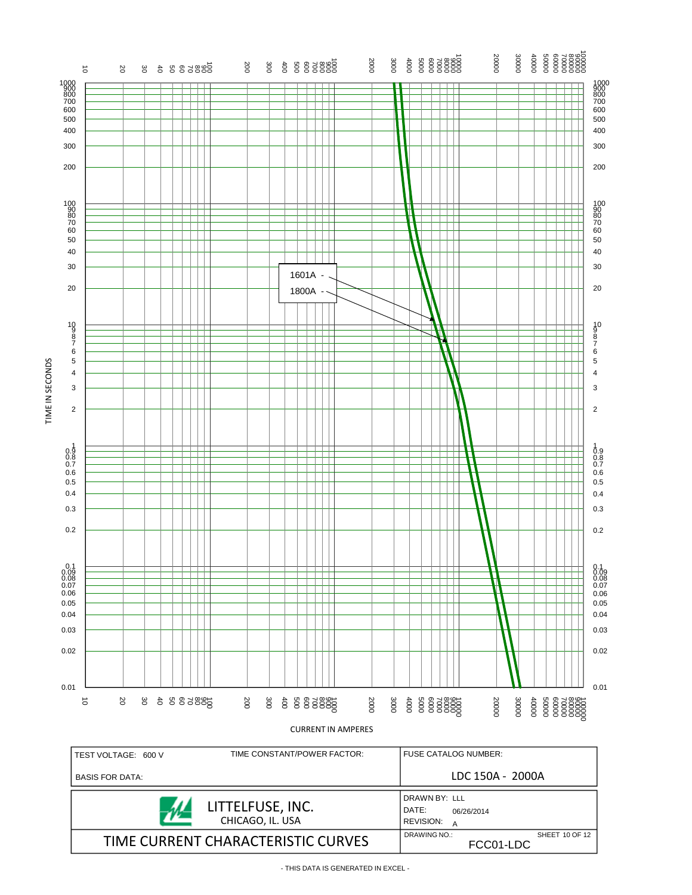TIME IN SECONDS

1601A -

1800A -

CURRENT IN AMPERES

| TEST VOLTAGE: 600 V | TIME CONSTANT/POWER FACTOR: | FUSE CATALOG NUMBER: |
|---|---|---|
| BASIS FOR DATA: | | LDC 150A - 2000A |

| LITTELFUSE, INC. CHICAGO, IL. USA | DRAWN BY: LLL DATE: 06/26/2014 REVISION: A |
|---|---|
| TIME CURRENT CHARACTERISTIC CURVES | DRAWING NO.: FCC01-LDC SHEET 10 OF 12 |

- THIS DATA IS GENERATED IN EXCEL -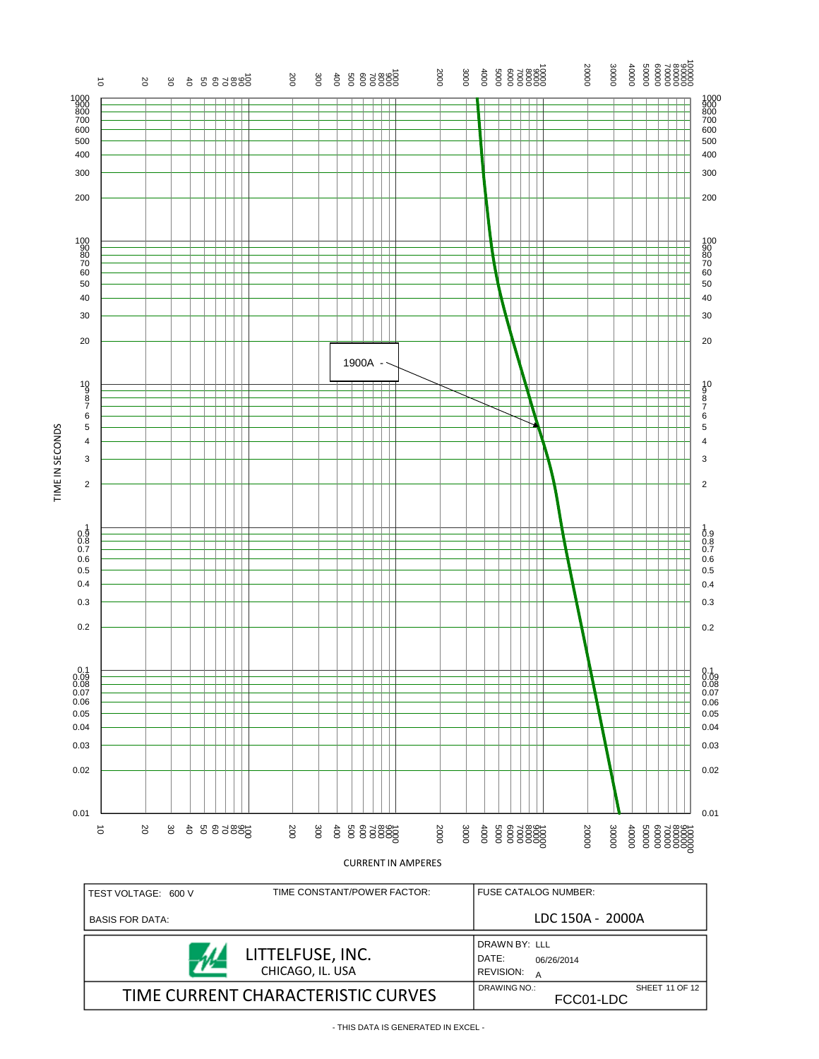TIME IN SECONDS

1900A -

CURRENT IN AMPERES

| TEST VOLTAGE: 600 V | TIME CONSTANT/POWER FACTOR: | FUSE CATALOG NUMBER: |
| --- | --- | --- |
| BASIS FOR DATA: | | LDC 150A - 2000A |

| LITTELFUSE, INC. CHICAGO, IL. USA | DRAWN BY: LLL DATE: 06/26/2014 REVISION: A |
| --- | --- |
| TIME CURRENT CHARACTERISTIC CURVES | DRAWING NO.: FCC01-LDC SHEET 11 OF 12 |

- THIS DATA IS GENERATED IN EXCEL -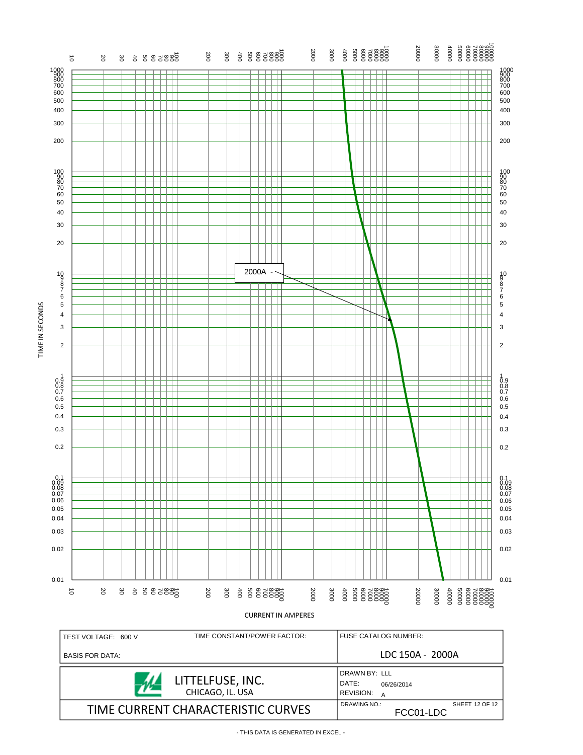TIME IN SECONDS

CURRENT IN AMPERES

2000A

1000 900 800 700 600 500 400 300 200 100 90 80 70 60 50 40 30 20 10 9 8 7 6 5 4 3 2 1 0.9 0.8 0.7 0.6 0.5 0.4 0.3 0.2 0.1 0.09 0.08 0.07 0.06 0.05 0.04 0.03 0.02 0.01

10 20 30 40 50 60 70 80 90 100 200 300 400 500 600 700 800 900 1000 2000 3000 4000 5000 6000 7000 8000 9000 10000 20000 30000 40000 50000 60000 70000 80000 90000 100000

| | | |
|---|---|---|
| TEST VOLTAGE: 600 V | TIME CONSTANT/POWER FACTOR: | FUSE CATALOG NUMBER: |
| BASIS FOR DATA: | | LDC 150A - 2000A |
| LITTELFUSE, INC. CHICAGO, IL. USA | | DRAWN BY: LLL DATE: 06/26/2014 REVISION: A |
| TIME CURRENT CHARACTERISTIC CURVES | | DRAWING NO.: FCC01-LDC SHEET 12 OF 12 |

- THIS DATA IS GENERATED IN EXCEL -